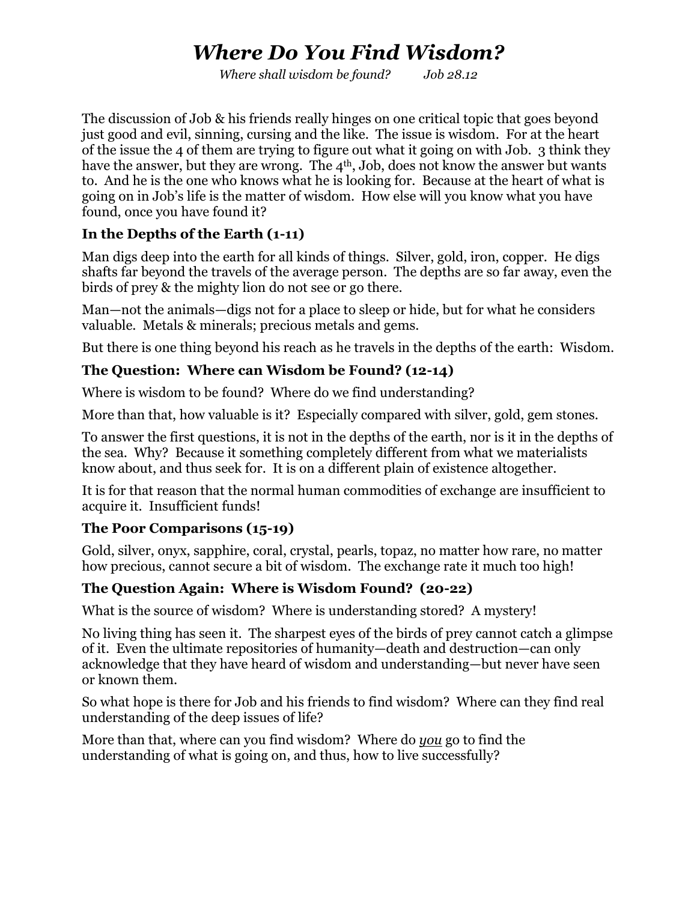# *Where Do You Find Wisdom?*

*Where shall wisdom be found?* *Job 28.12*

The discussion of Job & his friends really hinges on one critical topic that goes beyond just good and evil, sinning, cursing and the like. The issue is wisdom. For at the heart of the issue the 4 of them are trying to figure out what it going on with Job. 3 think they have the answer, but they are wrong. The 4th, Job, does not know the answer but wants to. And he is the one who knows what he is looking for. Because at the heart of what is going on in Job's life is the matter of wisdom. How else will you know what you have found, once you have found it?

### In the Depths of the Earth (1-11)

Man digs deep into the earth for all kinds of things. Silver, gold, iron, copper. He digs shafts far beyond the travels of the average person. The depths are so far away, even the birds of prey & the mighty lion do not see or go there.

Man—not the animals—digs not for a place to sleep or hide, but for what he considers valuable. Metals & minerals; precious metals and gems.

But there is one thing beyond his reach as he travels in the depths of the earth: Wisdom.

### The Question: Where can Wisdom be Found? (12-14)

Where is wisdom to be found? Where do we find understanding?

More than that, how valuable is it? Especially compared with silver, gold, gem stones.

To answer the first questions, it is not in the depths of the earth, nor is it in the depths of the sea. Why? Because it something completely different from what we materialists know about, and thus seek for. It is on a different plain of existence altogether.

It is for that reason that the normal human commodities of exchange are insufficient to acquire it. Insufficient funds!

### The Poor Comparisons (15-19)

Gold, silver, onyx, sapphire, coral, crystal, pearls, topaz, no matter how rare, no matter how precious, cannot secure a bit of wisdom. The exchange rate it much too high!

### The Question Again: Where is Wisdom Found? (20-22)

What is the source of wisdom? Where is understanding stored? A mystery!

No living thing has seen it. The sharpest eyes of the birds of prey cannot catch a glimpse of it. Even the ultimate repositories of humanity—death and destruction—can only acknowledge that they have heard of wisdom and understanding—but never have seen or known them.

So what hope is there for Job and his friends to find wisdom? Where can they find real understanding of the deep issues of life?

More than that, where can you find wisdom? Where do ***you*** go to find the understanding of what is going on, and thus, how to live successfully?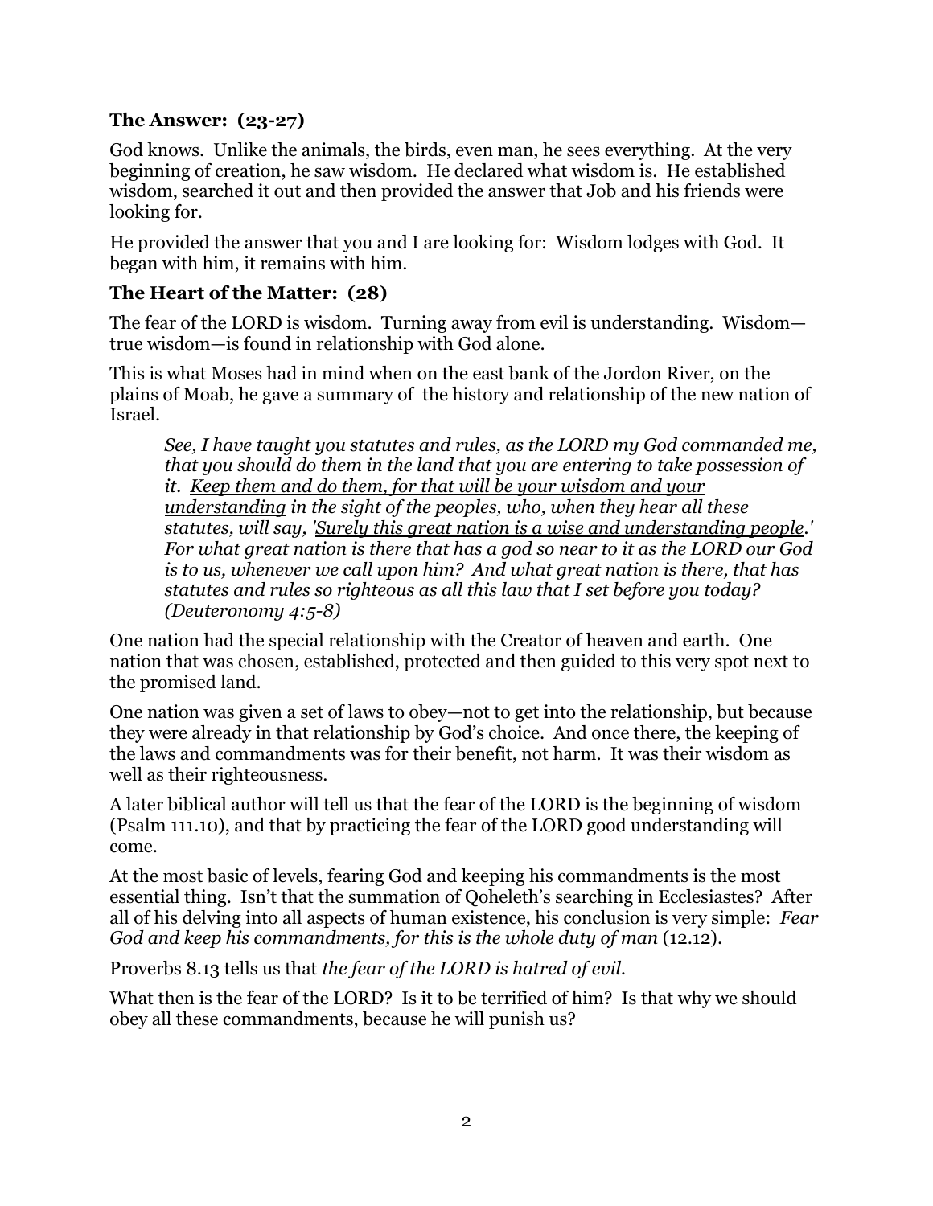**The Answer: (23-27)**

God knows. Unlike the animals, the birds, even man, he sees everything. At the very beginning of creation, he saw wisdom. He declared what wisdom is. He established wisdom, searched it out and then provided the answer that Job and his friends were looking for.

He provided the answer that you and I are looking for: Wisdom lodges with God. It began with him, it remains with him.

**The Heart of the Matter: (28)**

The fear of the LORD is wisdom. Turning away from evil is understanding. Wisdom—true wisdom—is found in relationship with God alone.

This is what Moses had in mind when on the east bank of the Jordon River, on the plains of Moab, he gave a summary of the history and relationship of the new nation of Israel.

> *See, I have taught you statutes and rules, as the LORD my God commanded me, that you should do them in the land that you are entering to take possession of it. <u>Keep them and do them, for that will be your wisdom and your understanding</u> in the sight of the peoples, who, when they hear all these statutes, will say, '<u>Surely this great nation is a wise and understanding people</u>.' For what great nation is there that has a god so near to it as the LORD our God is to us, whenever we call upon him? And what great nation is there, that has statutes and rules so righteous as all this law that I set before you today? (Deuteronomy 4:5-8)*

One nation had the special relationship with the Creator of heaven and earth. One nation that was chosen, established, protected and then guided to this very spot next to the promised land.

One nation was given a set of laws to obey—not to get into the relationship, but because they were already in that relationship by God's choice. And once there, the keeping of the laws and commandments was for their benefit, not harm. It was their wisdom as well as their righteousness.

A later biblical author will tell us that the fear of the LORD is the beginning of wisdom (Psalm 111.10), and that by practicing the fear of the LORD good understanding will come.

At the most basic of levels, fearing God and keeping his commandments is the most essential thing. Isn't that the summation of Qoheleth's searching in Ecclesiastes? After all of his delving into all aspects of human existence, his conclusion is very simple: *Fear God and keep his commandments, for this is the whole duty of man* (12.12).

Proverbs 8.13 tells us that *the fear of the LORD is hatred of evil.*

What then is the fear of the LORD? Is it to be terrified of him? Is that why we should obey all these commandments, because he will punish us?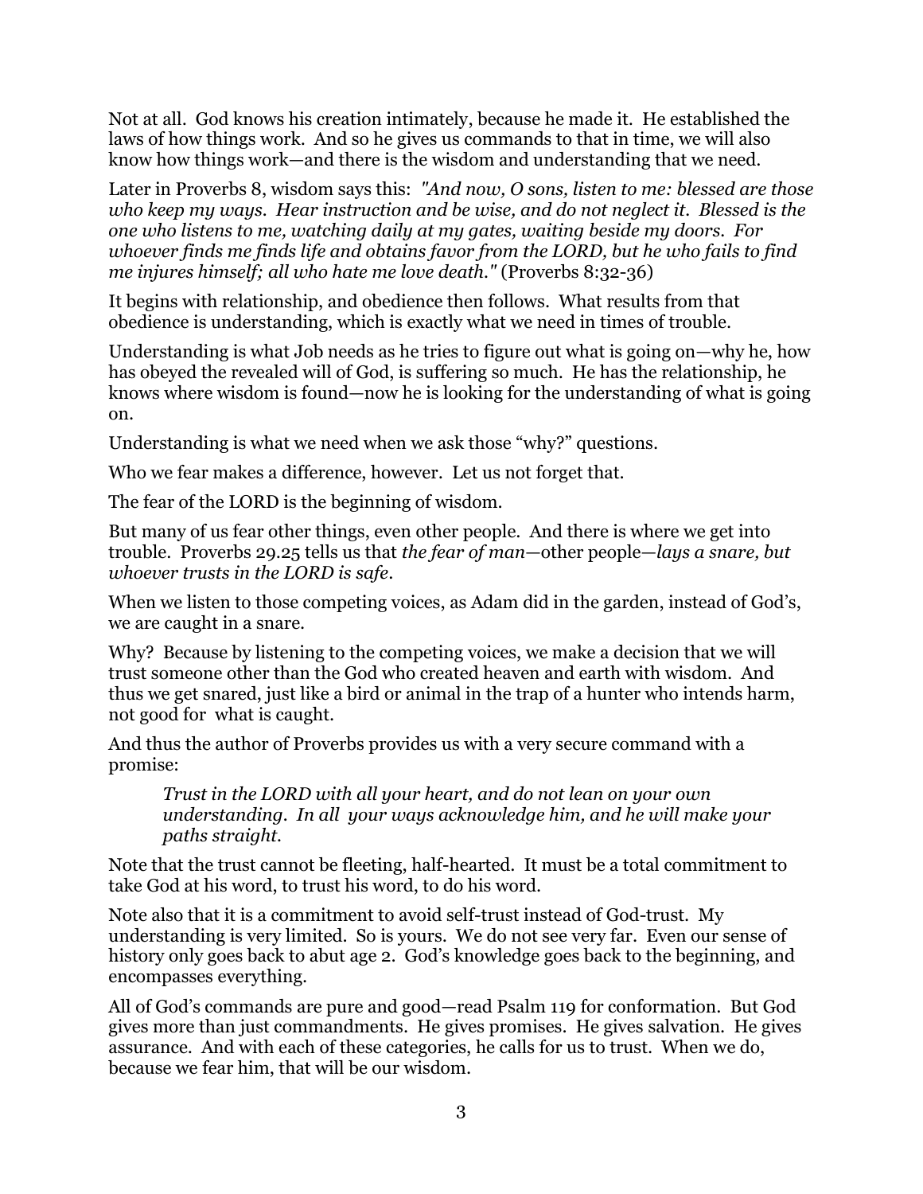Not at all. God knows his creation intimately, because he made it. He established the laws of how things work. And so he gives us commands to that in time, we will also know how things work—and there is the wisdom and understanding that we need.

Later in Proverbs 8, wisdom says this: *"And now, O sons, listen to me: blessed are those who keep my ways. Hear instruction and be wise, and do not neglect it. Blessed is the one who listens to me, watching daily at my gates, waiting beside my doors. For whoever finds me finds life and obtains favor from the LORD, but he who fails to find me injures himself; all who hate me love death."* (Proverbs 8:32-36)

It begins with relationship, and obedience then follows. What results from that obedience is understanding, which is exactly what we need in times of trouble.

Understanding is what Job needs as he tries to figure out what is going on—why he, how has obeyed the revealed will of God, is suffering so much. He has the relationship, he knows where wisdom is found—now he is looking for the understanding of what is going on.

Understanding is what we need when we ask those "why?" questions.

Who we fear makes a difference, however. Let us not forget that.

The fear of the LORD is the beginning of wisdom.

But many of us fear other things, even other people. And there is where we get into trouble. Proverbs 29.25 tells us that *the fear of man*—other people—*lays a snare, but whoever trusts in the LORD is safe*.

When we listen to those competing voices, as Adam did in the garden, instead of God's, we are caught in a snare.

Why? Because by listening to the competing voices, we make a decision that we will trust someone other than the God who created heaven and earth with wisdom. And thus we get snared, just like a bird or animal in the trap of a hunter who intends harm, not good for what is caught.

And thus the author of Proverbs provides us with a very secure command with a promise:

> *Trust in the LORD with all your heart, and do not lean on your own understanding. In all your ways acknowledge him, and he will make your paths straight.*

Note that the trust cannot be fleeting, half-hearted. It must be a total commitment to take God at his word, to trust his word, to do his word.

Note also that it is a commitment to avoid self-trust instead of God-trust. My understanding is very limited. So is yours. We do not see very far. Even our sense of history only goes back to abut age 2. God's knowledge goes back to the beginning, and encompasses everything.

All of God's commands are pure and good—read Psalm 119 for conformation. But God gives more than just commandments. He gives promises. He gives salvation. He gives assurance. And with each of these categories, he calls for us to trust. When we do, because we fear him, that will be our wisdom.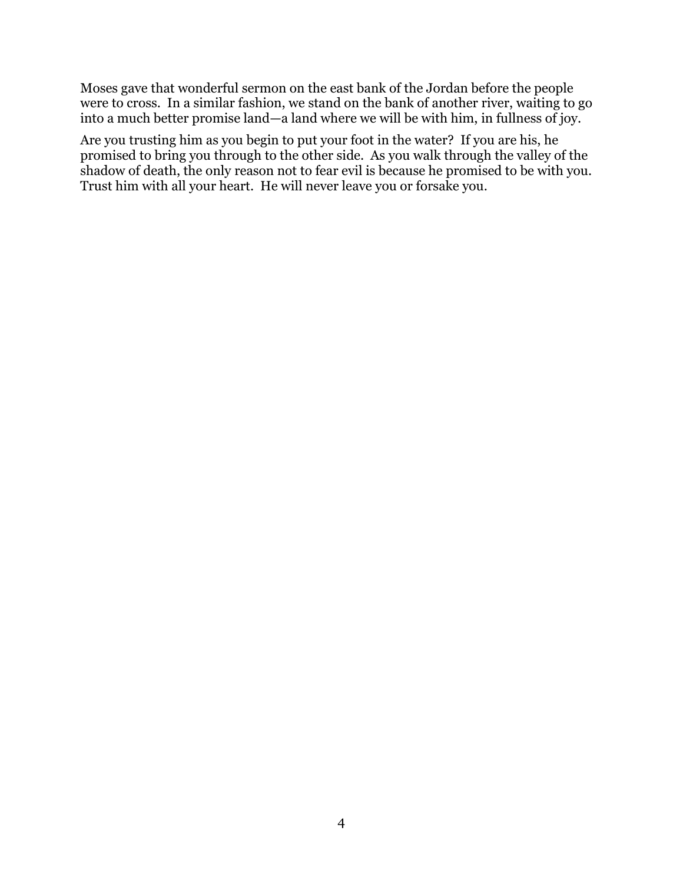Moses gave that wonderful sermon on the east bank of the Jordan before the people were to cross. In a similar fashion, we stand on the bank of another river, waiting to go into a much better promise land—a land where we will be with him, in fullness of joy.

Are you trusting him as you begin to put your foot in the water? If you are his, he promised to bring you through to the other side. As you walk through the valley of the shadow of death, the only reason not to fear evil is because he promised to be with you. Trust him with all your heart. He will never leave you or forsake you.